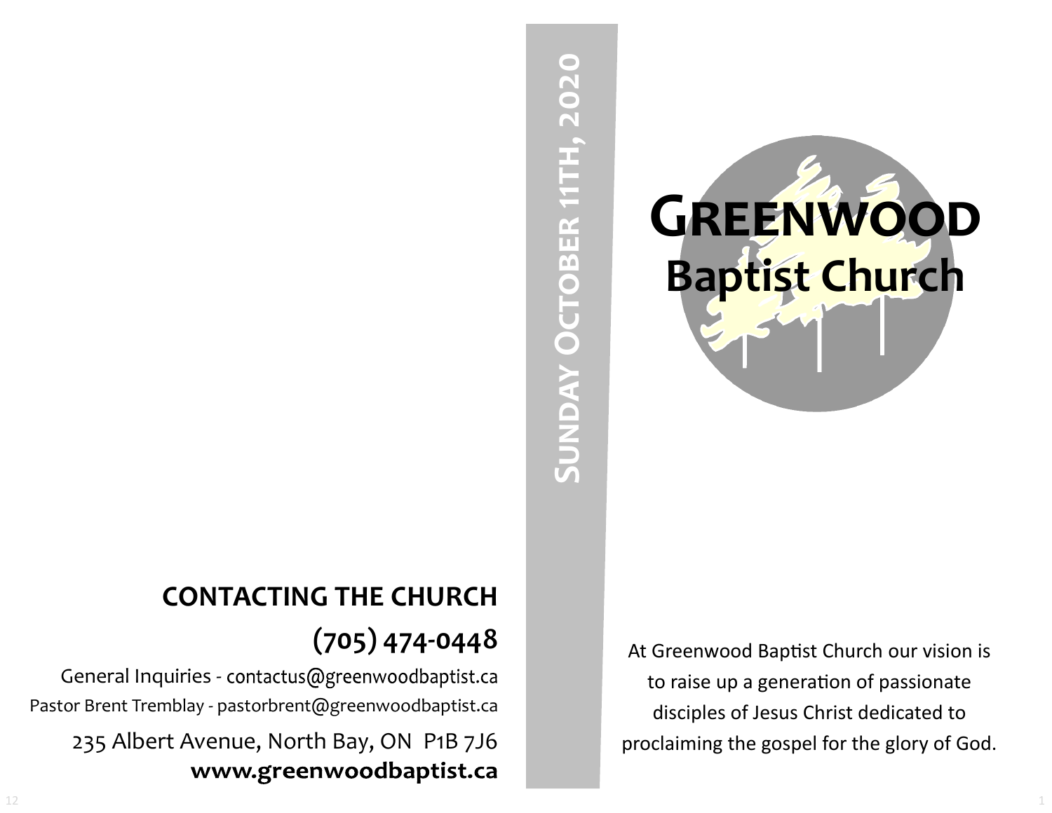## CONTACTING THE CHURCH

**(705) 474-0448**

General Inquiries - contactus@greenwoodbaptist.ca

Pastor Brent Tremblay - pastorbrent@greenwoodbaptist.ca

235 Albert Avenue, North Bay, ON P1B 7J6

**www.greenwoodbaptist.ca**

**SUNDAY OCTOBER 11TH, 2020**

# GREENWOOD Baptist Church

At Greenwood Baptist Church our vision is to raise up a generation of passionate disciples of Jesus Christ dedicated to proclaiming the gospel for the glory of God.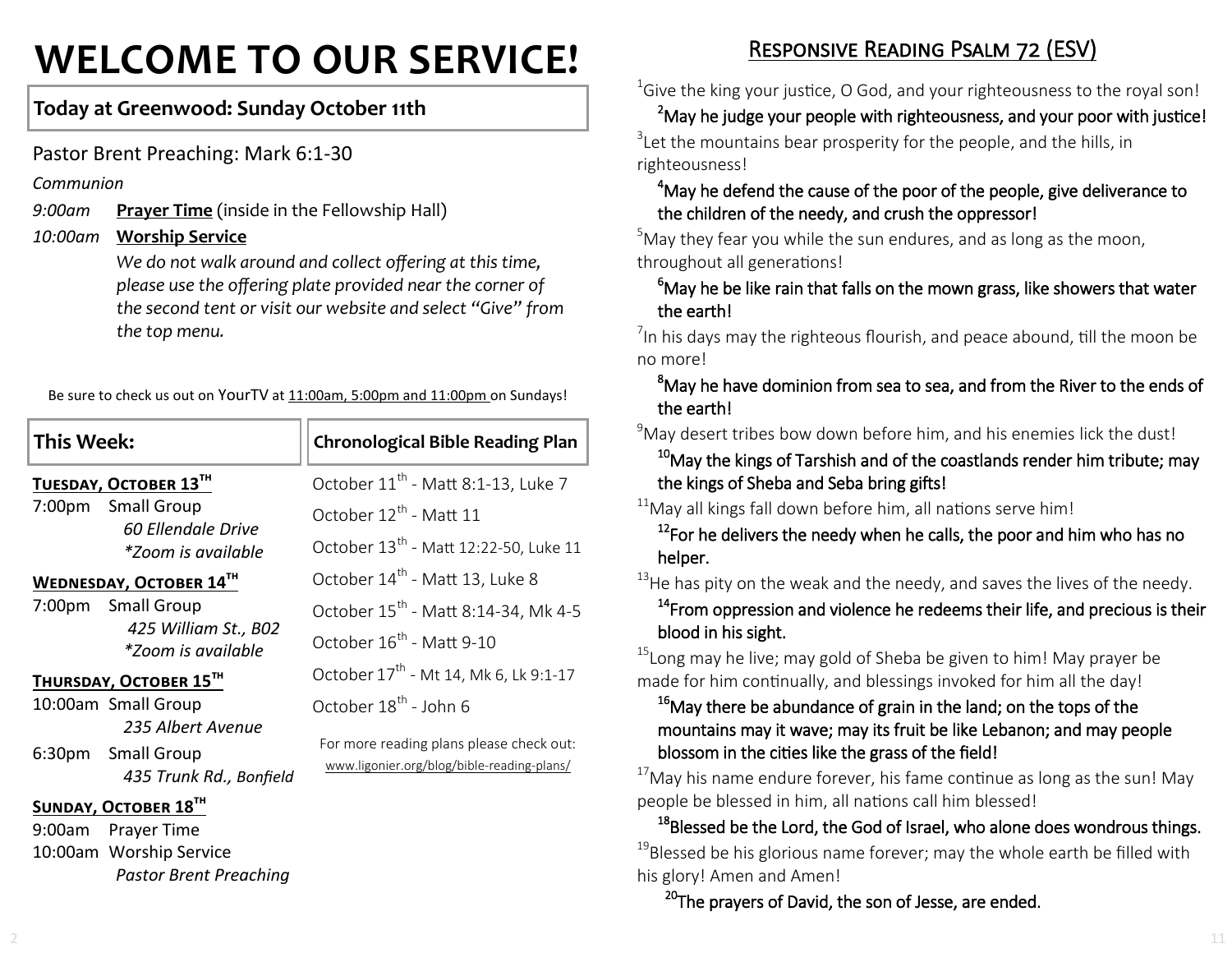# WELCOME TO OUR SERVICE!

## Today at Greenwood: Sunday October 11th

Pastor Brent Preaching: Mark 6:1-30

*Communion*

*9:00am* **Prayer Time** (inside in the Fellowship Hall)

*10:00am* **Worship Service**

*We do not walk around and collect offering at this time, please use the offering plate provided near the corner of the second tent or visit our website and select "Give" from the top menu.*

Be sure to check us out on YourTV at 11:00am, 5:00pm and 11:00pm on Sundays!

## This Week:

**TUESDAY, OCTOBER 13TH**

7:00pm Small Group
*60 Ellendale Drive*
*\*Zoom is available*

**WEDNESDAY, OCTOBER 14TH**

7:00pm Small Group
*425 William St., B02*
*\*Zoom is available*

**THURSDAY, OCTOBER 15TH**

10:00am Small Group
*235 Albert Avenue*

6:30pm Small Group
*435 Trunk Rd., Bonfield*

**SUNDAY, OCTOBER 18TH**

9:00am Prayer Time

10:00am Worship Service
*Pastor Brent Preaching*

## Chronological Bible Reading Plan

October 11th - Matt 8:1-13, Luke 7

October 12th - Matt 11

October 13th - Matt 12:22-50, Luke 11

October 14th - Matt 13, Luke 8

October 15th - Matt 8:14-34, Mk 4-5

October 16th - Matt 9-10

October 17th - Mt 14, Mk 6, Lk 9:1-17

October 18th - John 6

For more reading plans please check out:
www.ligonier.org/blog/bible-reading-plans/

## Responsive Reading Psalm 72 (ESV)

1 Give the king your justice, O God, and your righteousness to the royal son!

**2 May he judge your people with righteousness, and your poor with justice!**

3 Let the mountains bear prosperity for the people, and the hills, in righteousness!

**4 May he defend the cause of the poor of the people, give deliverance to the children of the needy, and crush the oppressor!**

5 May they fear you while the sun endures, and as long as the moon, throughout all generations!

**6 May he be like rain that falls on the mown grass, like showers that water the earth!**

7 In his days may the righteous flourish, and peace abound, till the moon be no more!

**8 May he have dominion from sea to sea, and from the River to the ends of the earth!**

9 May desert tribes bow down before him, and his enemies lick the dust!

**10 May the kings of Tarshish and of the coastlands render him tribute; may the kings of Sheba and Seba bring gifts!**

11 May all kings fall down before him, all nations serve him!

**12 For he delivers the needy when he calls, the poor and him who has no helper.**

13 He has pity on the weak and the needy, and saves the lives of the needy.

**14 From oppression and violence he redeems their life, and precious is their blood in his sight.**

15 Long may he live; may gold of Sheba be given to him! May prayer be made for him continually, and blessings invoked for him all the day!

**16 May there be abundance of grain in the land; on the tops of the mountains may it wave; may its fruit be like Lebanon; and may people blossom in the cities like the grass of the field!**

17 May his name endure forever, his fame continue as long as the sun! May people be blessed in him, all nations call him blessed!

**18 Blessed be the Lord, the God of Israel, who alone does wondrous things.**

19 Blessed be his glorious name forever; may the whole earth be filled with his glory! Amen and Amen!

**20 The prayers of David, the son of Jesse, are ended.**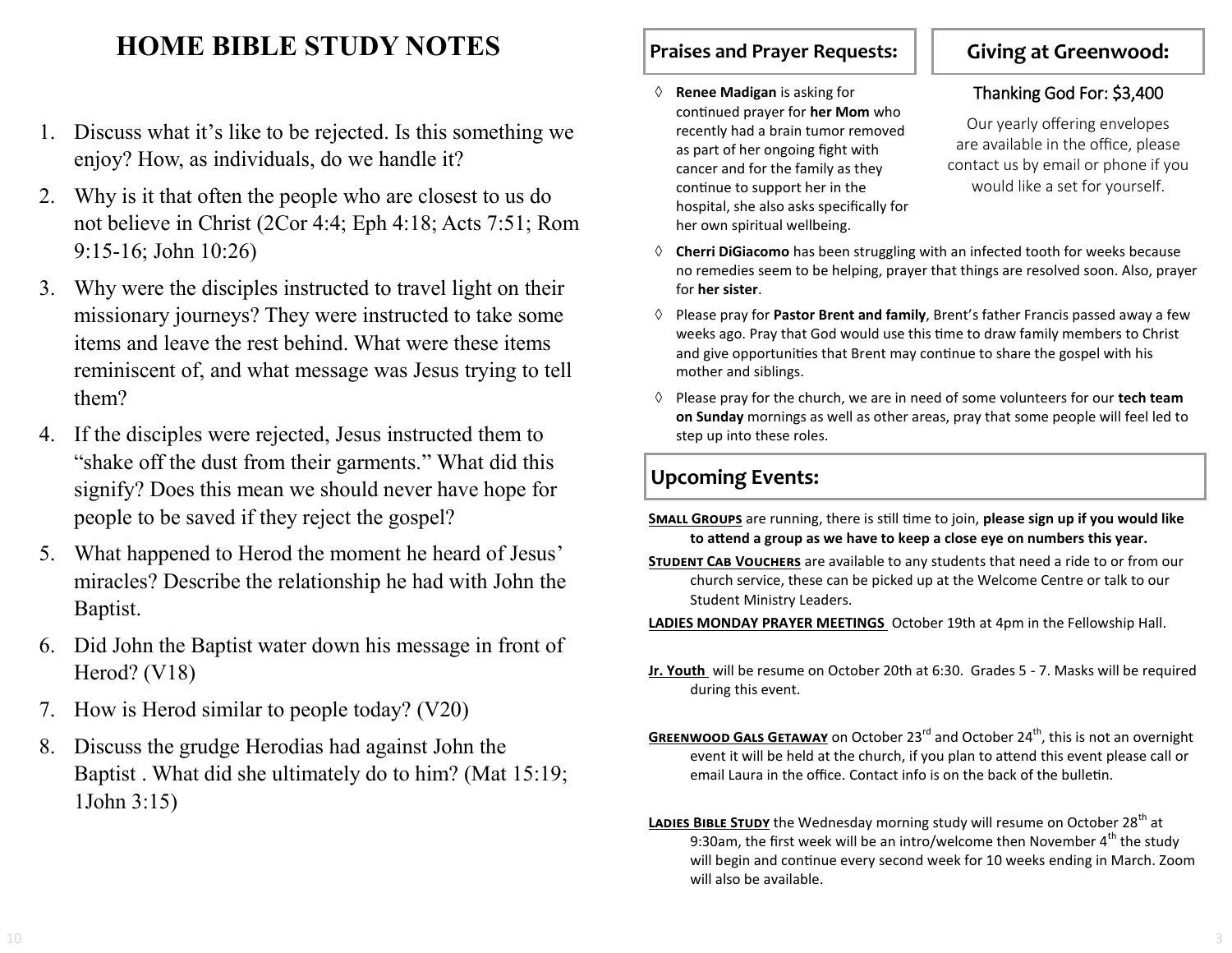# HOME BIBLE STUDY NOTES

1. Discuss what it's like to be rejected. Is this something we enjoy? How, as individuals, do we handle it?
2. Why is it that often the people who are closest to us do not believe in Christ (2Cor 4:4; Eph 4:18; Acts 7:51; Rom 9:15-16; John 10:26)
3. Why were the disciples instructed to travel light on their missionary journeys? They were instructed to take some items and leave the rest behind. What were these items reminiscent of, and what message was Jesus trying to tell them?
4. If the disciples were rejected, Jesus instructed them to "shake off the dust from their garments." What did this signify? Does this mean we should never have hope for people to be saved if they reject the gospel?
5. What happened to Herod the moment he heard of Jesus' miracles? Describe the relationship he had with John the Baptist.
6. Did John the Baptist water down his message in front of Herod? (V18)
7. How is Herod similar to people today? (V20)
8. Discuss the grudge Herodias had against John the Baptist . What did she ultimately do to him? (Mat 15:19; 1John 3:15)

## Praises and Prayer Requests:

- ◊ **Renee Madigan** is asking for continued prayer for **her Mom** who recently had a brain tumor removed as part of her ongoing fight with cancer and for the family as they continue to support her in the hospital, she also asks specifically for her own spiritual wellbeing.
- ◊ **Cherri DiGiacomo** has been struggling with an infected tooth for weeks because no remedies seem to be helping, prayer that things are resolved soon. Also, prayer for **her sister**.
- ◊ Please pray for **Pastor Brent and family**, Brent's father Francis passed away a few weeks ago. Pray that God would use this time to draw family members to Christ and give opportunities that Brent may continue to share the gospel with his mother and siblings.
- ◊ Please pray for the church, we are in need of some volunteers for our **tech team on Sunday** mornings as well as other areas, pray that some people will feel led to step up into these roles.

## Giving at Greenwood:

Thanking God For: $3,400

Our yearly offering envelopes are available in the office, please contact us by email or phone if you would like a set for yourself.

## Upcoming Events:

**SMALL GROUPS** are running, there is still time to join, **please sign up if you would like to attend a group as we have to keep a close eye on numbers this year.**

**STUDENT CAB VOUCHERS** are available to any students that need a ride to or from our church service, these can be picked up at the Welcome Centre or talk to our Student Ministry Leaders.

**LADIES MONDAY PRAYER MEETINGS** October 19th at 4pm in the Fellowship Hall.

**Jr. Youth** will be resume on October 20th at 6:30. Grades 5 - 7. Masks will be required during this event.

**GREENWOOD GALS GETAWAY** on October 23rd and October 24th, this is not an overnight event it will be held at the church, if you plan to attend this event please call or email Laura in the office. Contact info is on the back of the bulletin.

**LADIES BIBLE STUDY** the Wednesday morning study will resume on October 28th at 9:30am, the first week will be an intro/welcome then November 4th the study will begin and continue every second week for 10 weeks ending in March. Zoom will also be available.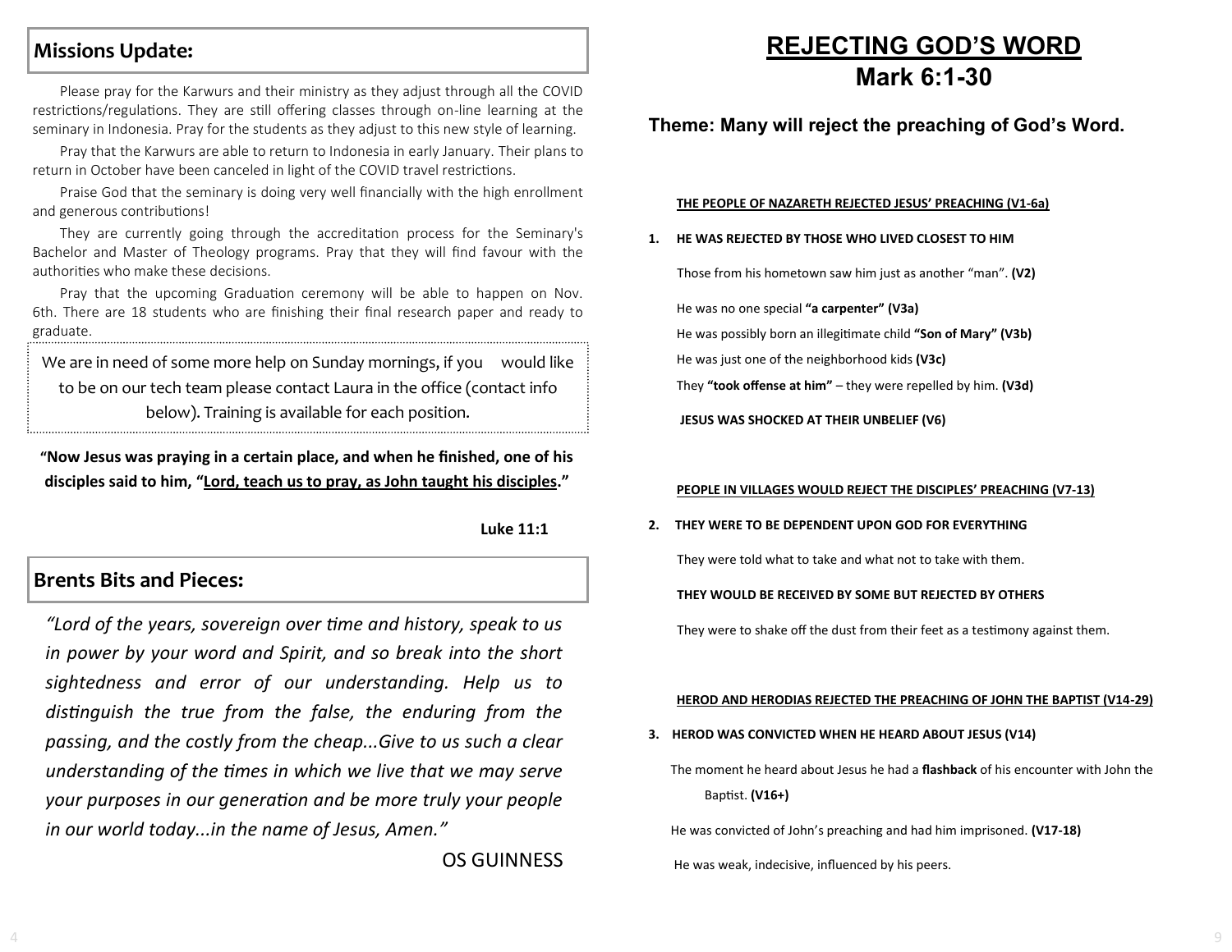## Missions Update:

Please pray for the Karwurs and their ministry as they adjust through all the COVID restrictions/regulations. They are still offering classes through on-line learning at the seminary in Indonesia. Pray for the students as they adjust to this new style of learning.

Pray that the Karwurs are able to return to Indonesia in early January. Their plans to return in October have been canceled in light of the COVID travel restrictions.

Praise God that the seminary is doing very well financially with the high enrollment and generous contributions!

They are currently going through the accreditation process for the Seminary's Bachelor and Master of Theology programs. Pray that they will find favour with the authorities who make these decisions.

Pray that the upcoming Graduation ceremony will be able to happen on Nov. 6th. There are 18 students who are finishing their final research paper and ready to graduate.

We are in need of some more help on Sunday mornings, if you would like to be on our tech team please contact Laura in the office (contact info below). Training is available for each position.

**"Now Jesus was praying in a certain place, and when he finished, one of his disciples said to him, "Lord, teach us to pray, as John taught his disciples."**

**Luke 11:1**

## Brents Bits and Pieces:

*"Lord of the years, sovereign over time and history, speak to us in power by your word and Spirit, and so break into the short sightedness and error of our understanding. Help us to distinguish the true from the false, the enduring from the passing, and the costly from the cheap...Give to us such a clear understanding of the times in which we live that we may serve your purposes in our generation and be more truly your people in our world today...in the name of Jesus, Amen."*

OS GUINNESS

# REJECTING GOD'S WORD
## Mark 6:1-30

### Theme: Many will reject the preaching of God's Word.

**THE PEOPLE OF NAZARETH REJECTED JESUS' PREACHING (V1-6a)**

1. **HE WAS REJECTED BY THOSE WHO LIVED CLOSEST TO HIM**

Those from his hometown saw him just as another "man". **(V2)**

He was no one special **"a carpenter" (V3a)**

He was possibly born an illegitimate child **"Son of Mary" (V3b)**

He was just one of the neighborhood kids **(V3c)**

They **"took offense at him"** – they were repelled by him. **(V3d)**

**JESUS WAS SHOCKED AT THEIR UNBELIEF (V6)**

**PEOPLE IN VILLAGES WOULD REJECT THE DISCIPLES' PREACHING (V7-13)**

2. **THEY WERE TO BE DEPENDENT UPON GOD FOR EVERYTHING**

They were told what to take and what not to take with them.

**THEY WOULD BE RECEIVED BY SOME BUT REJECTED BY OTHERS**

They were to shake off the dust from their feet as a testimony against them.

**HEROD AND HERODIAS REJECTED THE PREACHING OF JOHN THE BAPTIST (V14-29)**

3. **HEROD WAS CONVICTED WHEN HE HEARD ABOUT JESUS (V14)**

The moment he heard about Jesus he had a **flashback** of his encounter with John the Baptist. **(V16+)**

He was convicted of John's preaching and had him imprisoned. **(V17-18)**

He was weak, indecisive, influenced by his peers.